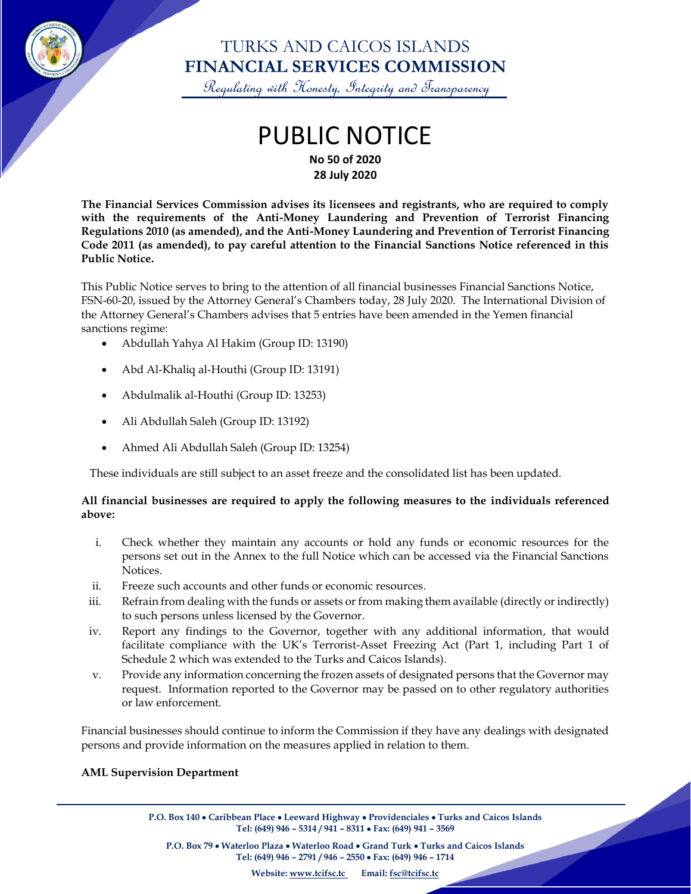# TURKS AND CAICOS ISLANDS
# FINANCIAL SERVICES COMMISSION

*Regulating with Honesty, Integrity and Transparency*

# PUBLIC NOTICE

**No 50 of 2020**
**28 July 2020**

**The Financial Services Commission advises its licensees and registrants, who are required to comply with the requirements of the Anti-Money Laundering and Prevention of Terrorist Financing Regulations 2010 (as amended), and the Anti-Money Laundering and Prevention of Terrorist Financing Code 2011 (as amended), to pay careful attention to the Financial Sanctions Notice referenced in this Public Notice.**

This Public Notice serves to bring to the attention of all financial businesses Financial Sanctions Notice, FSN-60-20, issued by the Attorney General's Chambers today, 28 July 2020. The International Division of the Attorney General's Chambers advises that 5 entries have been amended in the Yemen financial sanctions regime:

- Abdullah Yahya Al Hakim (Group ID: 13190)
- Abd Al-Khaliq al-Houthi (Group ID: 13191)
- Abdulmalik al-Houthi (Group ID: 13253)
- Ali Abdullah Saleh (Group ID: 13192)
- Ahmed Ali Abdullah Saleh (Group ID: 13254)

These individuals are still subject to an asset freeze and the consolidated list has been updated.

**All financial businesses are required to apply the following measures to the individuals referenced above:**

i. Check whether they maintain any accounts or hold any funds or economic resources for the persons set out in the Annex to the full Notice which can be accessed via the Financial Sanctions Notices.
ii. Freeze such accounts and other funds or economic resources.
iii. Refrain from dealing with the funds or assets or from making them available (directly or indirectly) to such persons unless licensed by the Governor.
iv. Report any findings to the Governor, together with any additional information, that would facilitate compliance with the UK's Terrorist-Asset Freezing Act (Part 1, including Part 1 of Schedule 2 which was extended to the Turks and Caicos Islands).
v. Provide any information concerning the frozen assets of designated persons that the Governor may request. Information reported to the Governor may be passed on to other regulatory authorities or law enforcement.

Financial businesses should continue to inform the Commission if they have any dealings with designated persons and provide information on the measures applied in relation to them.

**AML Supervision Department**

**P.O. Box 140 • Caribbean Place • Leeward Highway • Providenciales • Turks and Caicos Islands**
**Tel: (649) 946 – 5314 / 941 – 8311 • Fax: (649) 941 – 3569**

**P.O. Box 79 • Waterloo Plaza • Waterloo Road • Grand Turk • Turks and Caicos Islands**
**Tel: (649) 946 – 2791 / 946 – 2550 • Fax: (649) 946 – 1714**

**Website: www.tcifsc.tc Email: fsc@tcifsc.tc**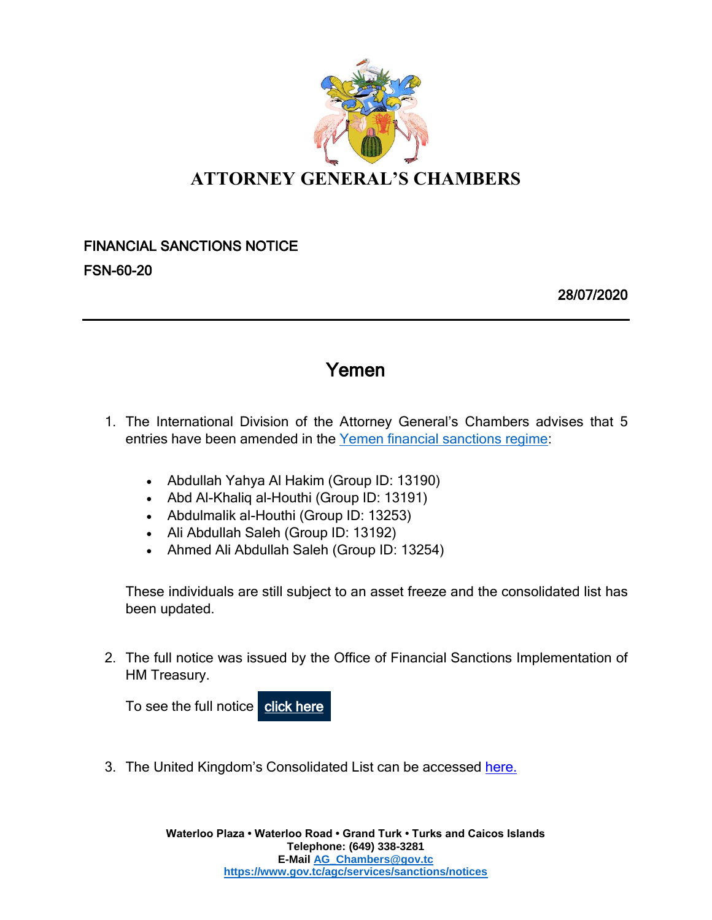# ATTORNEY GENERAL'S CHAMBERS

**FINANCIAL SANCTIONS NOTICE**

**FSN-60-20**

**28/07/2020**

## Yemen

1. The International Division of the Attorney General's Chambers advises that 5 entries have been amended in the Yemen financial sanctions regime:

   - Abdullah Yahya Al Hakim (Group ID: 13190)
   - Abd Al-Khaliq al-Houthi (Group ID: 13191)
   - Abdulmalik al-Houthi (Group ID: 13253)
   - Ali Abdullah Saleh (Group ID: 13192)
   - Ahmed Ali Abdullah Saleh (Group ID: 13254)

   These individuals are still subject to an asset freeze and the consolidated list has been updated.

2. The full notice was issued by the Office of Financial Sanctions Implementation of HM Treasury.

   To see the full notice **click here**

3. The United Kingdom's Consolidated List can be accessed here.

**Waterloo Plaza • Waterloo Road • Grand Turk • Turks and Caicos Islands**
**Telephone: (649) 338-3281**
**E-Mail AG_Chambers@gov.tc**
**https://www.gov.tc/agc/services/sanctions/notices**